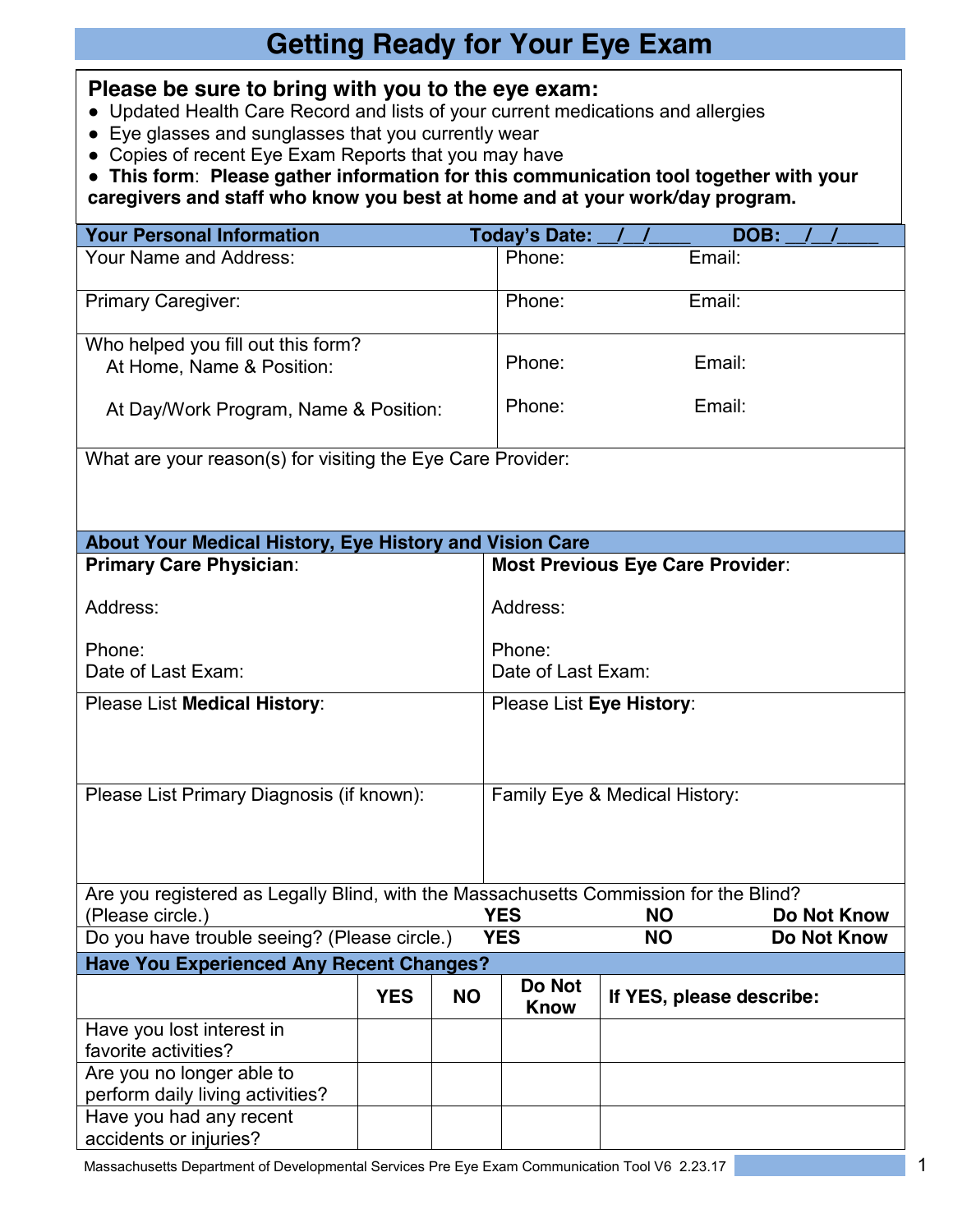# Getting Ready for Your Eye Exam

**Please be sure to bring with you to the eye exam:**

- Updated Health Care Record and lists of your current medications and allergies
- Eye glasses and sunglasses that you currently wear
- Copies of recent Eye Exam Reports that you may have
- **This form**: **Please gather information for this communication tool together with your caregivers and staff who know you best at home and at your work/day program.**

| **Your Personal Information** | **Today's Date: \_\_/\_\_/\_\_\_\_ DOB: \_\_/\_\_/\_\_\_\_** |
|---|---|
| Your Name and Address: | Phone: Email: |
| Primary Caregiver: | Phone: Email: |
| Who helped you fill out this form?<br>At Home, Name & Position:<br><br>At Day/Work Program, Name & Position: | Phone: Email:<br><br>Phone: Email: |
| What are your reason(s) for visiting the Eye Care Provider: | |

| **About Your Medical History, Eye History and Vision Care** | |
|---|---|
| **Primary Care Physician**:<br><br>Address:<br><br>Phone:<br>Date of Last Exam: | **Most Previous Eye Care Provider**:<br><br>Address:<br><br>Phone:<br>Date of Last Exam: |
| Please List **Medical History**: | Please List **Eye History**: |
| Please List Primary Diagnosis (if known): | Family Eye & Medical History: |

| | | | |
|---|---|---|---|
| Are you registered as Legally Blind, with the Massachusetts Commission for the Blind? (Please circle.) | **YES** | **NO** | **Do Not Know** |
| Do you have trouble seeing? (Please circle.) | **YES** | **NO** | **Do Not Know** |

**Have You Experienced Any Recent Changes?**

| | **YES** | **NO** | **Do Not Know** | **If YES, please describe:** |
|---|---|---|---|---|
| Have you lost interest in favorite activities? | | | | |
| Are you no longer able to perform daily living activities? | | | | |
| Have you had any recent accidents or injuries? | | | | |

Massachusetts Department of Developmental Services Pre Eye Exam Communication Tool V6 2.23.17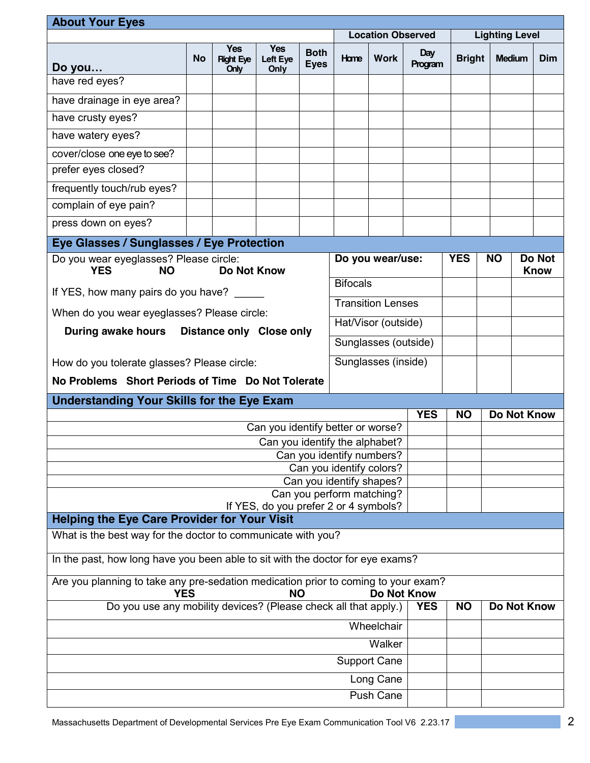## About Your Eyes

| Do you… | No | Yes Right Eye Only | Yes Left Eye Only | Both Eyes | Location Observed: Home | Work | Day Program | Lighting Level: Bright | Medium | Dim |
|---|---|---|---|---|---|---|---|---|---|---|
| have red eyes? | | | | | | | | | | |
| have drainage in eye area? | | | | | | | | | | |
| have crusty eyes? | | | | | | | | | | |
| have watery eyes? | | | | | | | | | | |
| cover/close one eye to see? | | | | | | | | | | |
| prefer eyes closed? | | | | | | | | | | |
| frequently touch/rub eyes? | | | | | | | | | | |
| complain of eye pain? | | | | | | | | | | |
| press down on eyes? | | | | | | | | | | |

## Eye Glasses / Sunglasses / Eye Protection

Do you wear eyeglasses? Please circle:
**YES** **NO** **Do Not Know**

If YES, how many pairs do you have? _____

When do you wear eyeglasses? Please circle:

**During awake hours** **Distance only** **Close only**

How do you tolerate glasses? Please circle:

**No Problems** **Short Periods of Time** **Do Not Tolerate**

| Do you wear/use: | YES | NO | Do Not Know |
|---|---|---|---|
| Bifocals | | | |
| Transition Lenses | | | |
| Hat/Visor (outside) | | | |
| Sunglasses (outside) | | | |
| Sunglasses (inside) | | | |

## Understanding Your Skills for the Eye Exam

| | YES | NO | Do Not Know |
|---|---|---|---|
| Can you identify better or worse? | | | |
| Can you identify the alphabet? | | | |
| Can you identify numbers? | | | |
| Can you identify colors? | | | |
| Can you identify shapes? | | | |
| Can you perform matching? If YES, do you prefer 2 or 4 symbols? | | | |

## Helping the Eye Care Provider for Your Visit

What is the best way for the doctor to communicate with you?

In the past, how long have you been able to sit with the doctor for eye exams?

Are you planning to take any pre-sedation medication prior to coming to your exam?
**YES** **NO** **Do Not Know**

| Do you use any mobility devices? (Please check all that apply.) | YES | NO | Do Not Know |
|---|---|---|---|
| Wheelchair | | | |
| Walker | | | |
| Support Cane | | | |
| Long Cane | | | |
| Push Cane | | | |

Massachusetts Department of Developmental Services Pre Eye Exam Communication Tool V6 2.23.17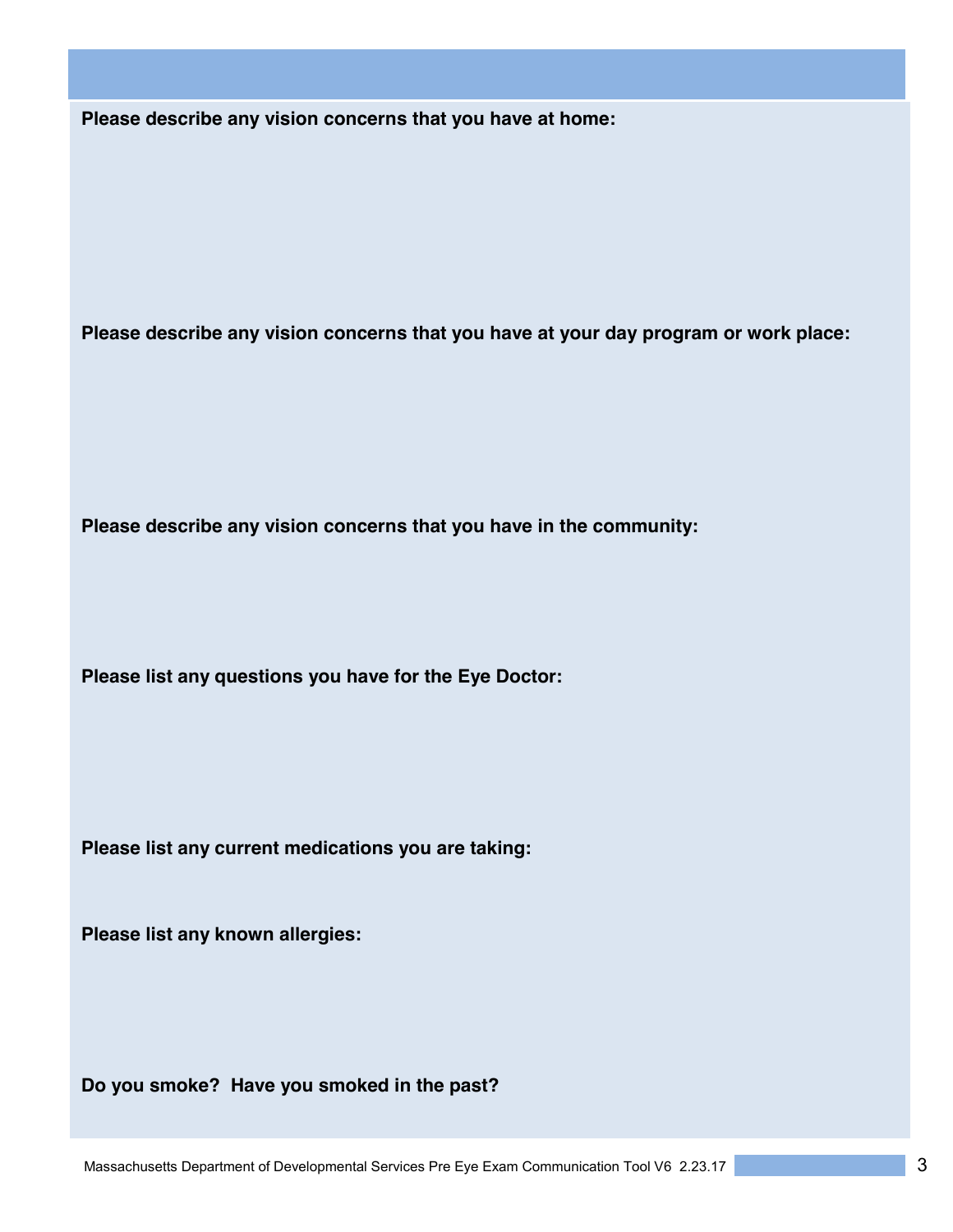**Please describe any vision concerns that you have at home:**

**Please describe any vision concerns that you have at your day program or work place:**

**Please describe any vision concerns that you have in the community:**

**Please list any questions you have for the Eye Doctor:**

**Please list any current medications you are taking:**

**Please list any known allergies:**

**Do you smoke? Have you smoked in the past?**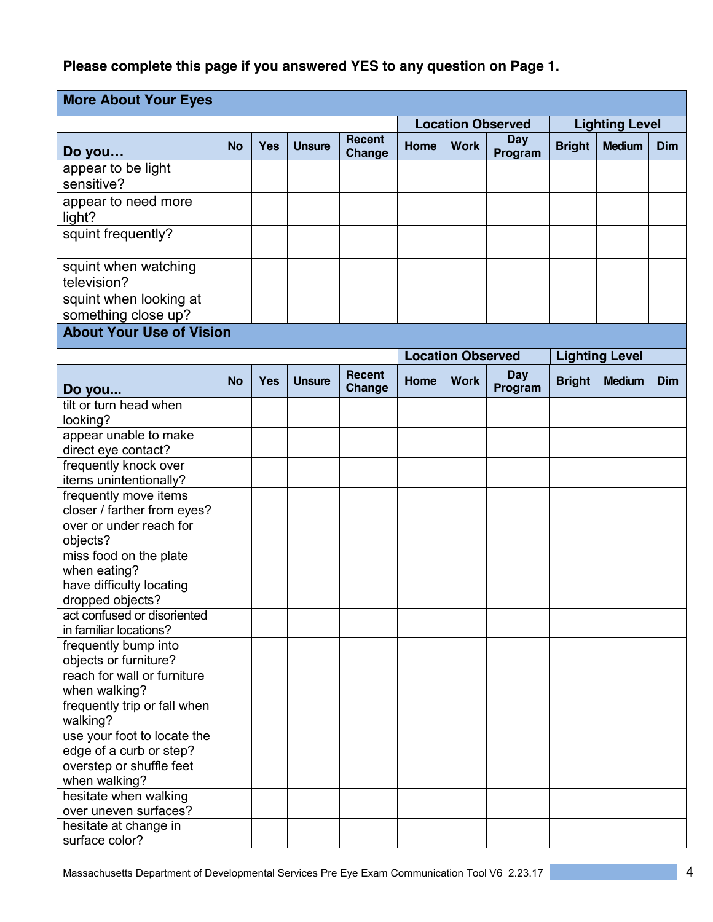**Please complete this page if you answered YES to any question on Page 1.**

| More About Your Eyes | | | | | | | | | | |
|---|---|---|---|---|---|---|---|---|---|---|
| | | | | | Location Observed | | | Lighting Level | | |
| **Do you…** | **No** | **Yes** | **Unsure** | **Recent Change** | **Home** | **Work** | **Day Program** | **Bright** | **Medium** | **Dim** |
| appear to be light sensitive? | | | | | | | | | | |
| appear to need more light? | | | | | | | | | | |
| squint frequently? | | | | | | | | | | |
| squint when watching television? | | | | | | | | | | |
| squint when looking at something close up? | | | | | | | | | | |

| About Your Use of Vision | | | | | | | | | | |
|---|---|---|---|---|---|---|---|---|---|---|
| | | | | | Location Observed | | | Lighting Level | | |
| **Do you...** | **No** | **Yes** | **Unsure** | **Recent Change** | **Home** | **Work** | **Day Program** | **Bright** | **Medium** | **Dim** |
| tilt or turn head when looking? | | | | | | | | | | |
| appear unable to make direct eye contact? | | | | | | | | | | |
| frequently knock over items unintentionally? | | | | | | | | | | |
| frequently move items closer / farther from eyes? | | | | | | | | | | |
| over or under reach for objects? | | | | | | | | | | |
| miss food on the plate when eating? | | | | | | | | | | |
| have difficulty locating dropped objects? | | | | | | | | | | |
| act confused or disoriented in familiar locations? | | | | | | | | | | |
| frequently bump into objects or furniture? | | | | | | | | | | |
| reach for wall or furniture when walking? | | | | | | | | | | |
| frequently trip or fall when walking? | | | | | | | | | | |
| use your foot to locate the edge of a curb or step? | | | | | | | | | | |
| overstep or shuffle feet when walking? | | | | | | | | | | |
| hesitate when walking over uneven surfaces? | | | | | | | | | | |
| hesitate at change in surface color? | | | | | | | | | | |